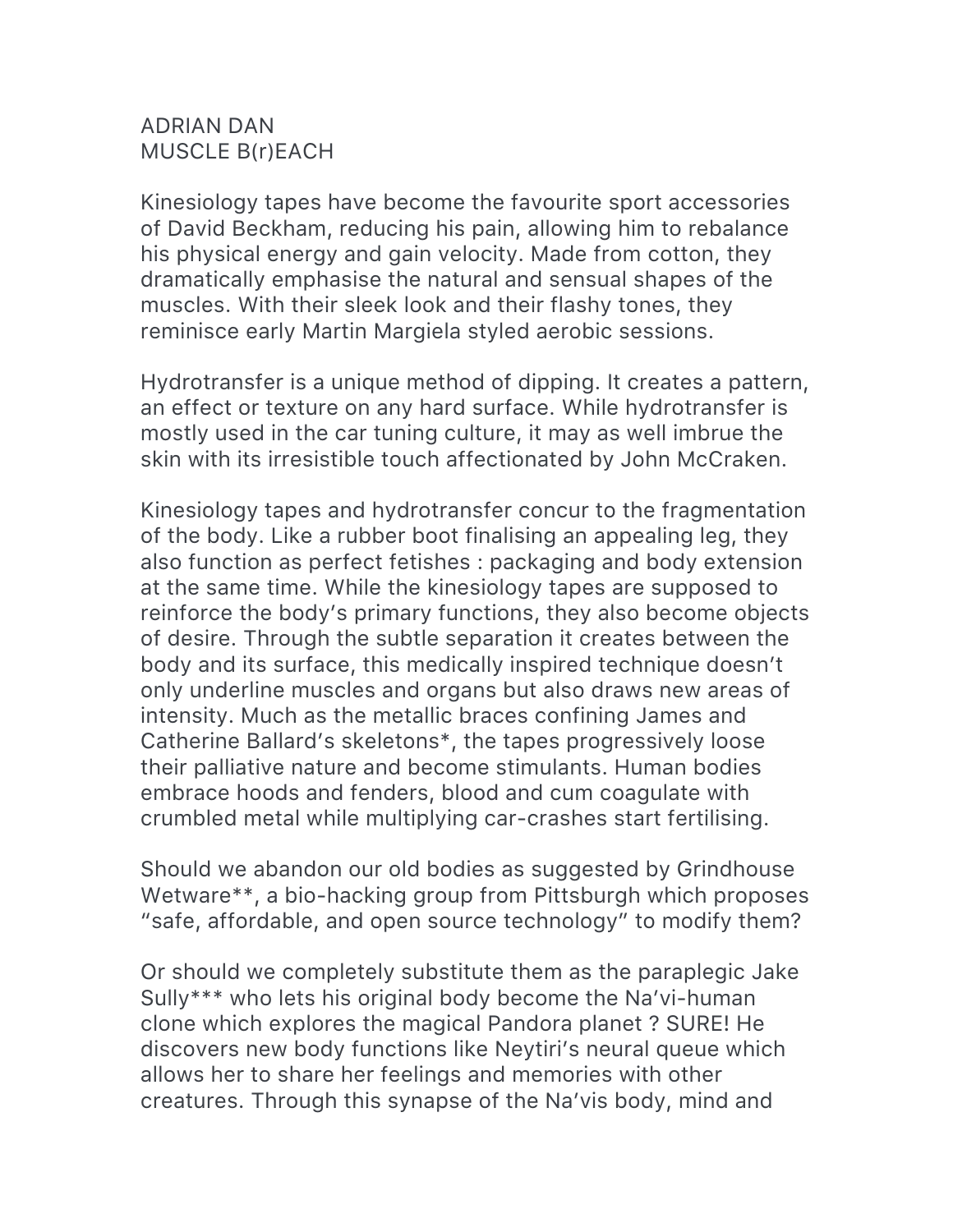ADRIAN DAN
MUSCLE B(r)EACH

Kinesiology tapes have become the favourite sport accessories of David Beckham, reducing his pain, allowing him to rebalance his physical energy and gain velocity. Made from cotton, they dramatically emphasise the natural and sensual shapes of the muscles. With their sleek look and their flashy tones, they reminisce early Martin Margiela styled aerobic sessions.

Hydrotransfer is a unique method of dipping. It creates a pattern, an effect or texture on any hard surface. While hydrotransfer is mostly used in the car tuning culture, it may as well imbrue the skin with its irresistible touch affectionated by John McCraken.

Kinesiology tapes and hydrotransfer concur to the fragmentation of the body. Like a rubber boot finalising an appealing leg, they also function as perfect fetishes : packaging and body extension at the same time. While the kinesiology tapes are supposed to reinforce the body's primary functions, they also become objects of desire. Through the subtle separation it creates between the body and its surface, this medically inspired technique doesn't only underline muscles and organs but also draws new areas of intensity. Much as the metallic braces confining James and Catherine Ballard's skeletons*, the tapes progressively loose their palliative nature and become stimulants. Human bodies embrace hoods and fenders, blood and cum coagulate with crumbled metal while multiplying car-crashes start fertilising.

Should we abandon our old bodies as suggested by Grindhouse Wetware**, a bio-hacking group from Pittsburgh which proposes "safe, affordable, and open source technology" to modify them?

Or should we completely substitute them as the paraplegic Jake Sully*** who lets his original body become the Na'vi-human clone which explores the magical Pandora planet ? SURE! He discovers new body functions like Neytiri's neural queue which allows her to share her feelings and memories with other creatures. Through this synapse of the Na'vis body, mind and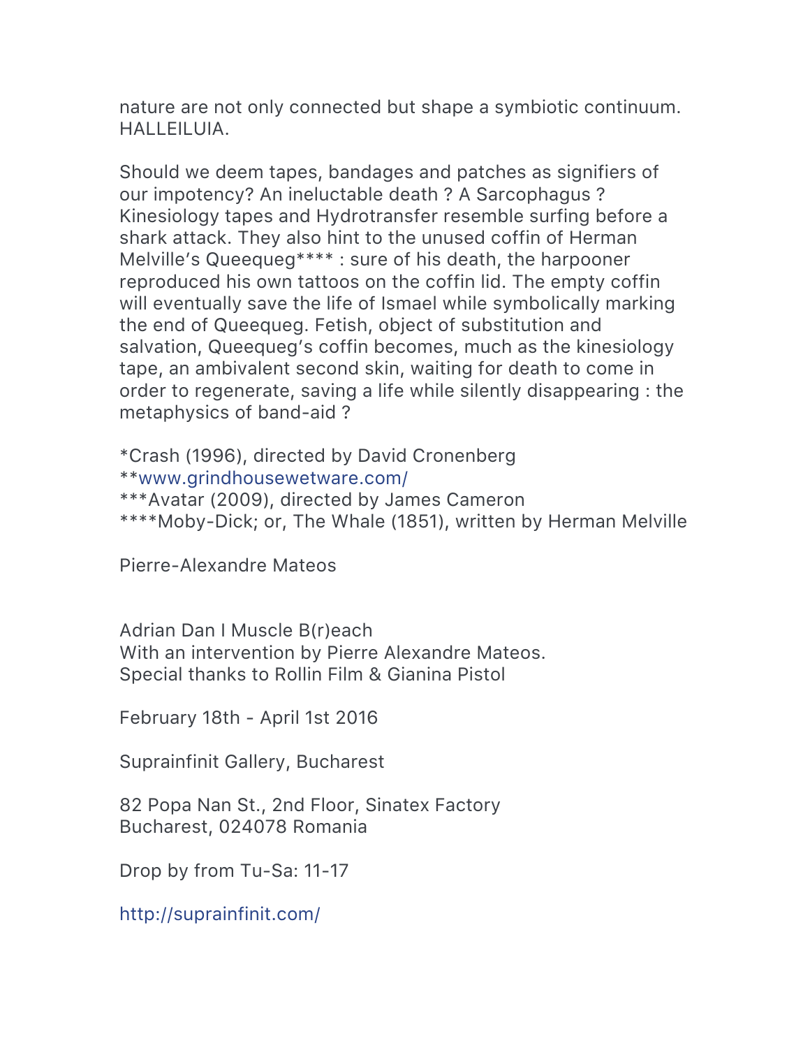nature are not only connected but shape a symbiotic continuum. HALLEILUIA.

Should we deem tapes, bandages and patches as signifiers of our impotency? An ineluctable death ? A Sarcophagus ? Kinesiology tapes and Hydrotransfer resemble surfing before a shark attack. They also hint to the unused coffin of Herman Melville's Queequeg**** : sure of his death, the harpooner reproduced his own tattoos on the coffin lid. The empty coffin will eventually save the life of Ismael while symbolically marking the end of Queequeg. Fetish, object of substitution and salvation, Queequeg's coffin becomes, much as the kinesiology tape, an ambivalent second skin, waiting for death to come in order to regenerate, saving a life while silently disappearing : the metaphysics of band-aid ?

*Crash (1996), directed by David Cronenberg
**www.grindhousewetware.com/
***Avatar (2009), directed by James Cameron
****Moby-Dick; or, The Whale (1851), written by Herman Melville

Pierre-Alexandre Mateos

Adrian Dan I Muscle B(r)each
With an intervention by Pierre Alexandre Mateos.
Special thanks to Rollin Film & Gianina Pistol

February 18th - April 1st 2016

Suprainfinit Gallery, Bucharest

82 Popa Nan St., 2nd Floor, Sinatex Factory
Bucharest, 024078 Romania

Drop by from Tu-Sa: 11-17

http://suprainfinit.com/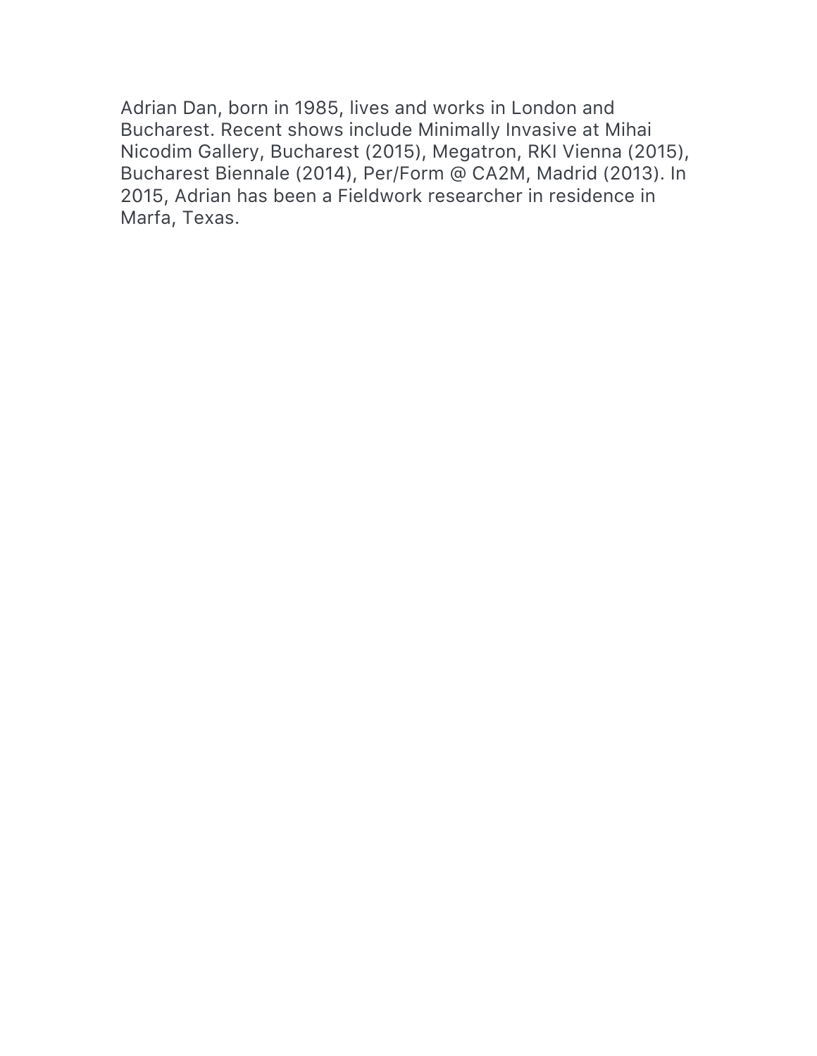Adrian Dan, born in 1985, lives and works in London and Bucharest. Recent shows include Minimally Invasive at Mihai Nicodim Gallery, Bucharest (2015), Megatron, RKI Vienna (2015), Bucharest Biennale (2014), Per/Form @ CA2M, Madrid (2013). In 2015, Adrian has been a Fieldwork researcher in residence in Marfa, Texas.